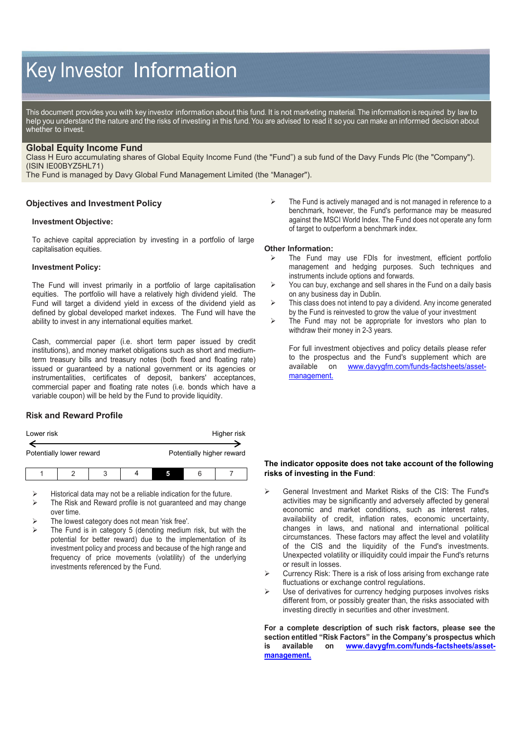# Key Investor Information

This document provides you with key investor information about this fund. It is not marketing material. The information is required by law to help you understand the nature and the risks of investing in this fund. You are advised to read it so you can make an informed decision about whether to invest.

## Global Equity Income Fund

Class H Euro accumulating shares of Global Equity Income Fund (the "Fund") a sub fund of the Davy Funds Plc (the "Company"). (ISIN IE00BYZ5HL71)

The Fund is managed by Davy Global Fund Management Limited (the "Manager").

## Objectives and Investment Policy

### Investment Objective:

To achieve capital appreciation by investing in a portfolio of large capitalisation equities.

### Investment Policy:

The Fund will invest primarily in a portfolio of large capitalisation equities. The portfolio will have a relatively high dividend yield. The Fund will target a dividend yield in excess of the dividend yield as defined by global developed market indexes. The Fund will have the ability to invest in any international equities market.

Cash, commercial paper (i.e. short term paper issued by credit institutions), and money market obligations such as short and medium-term treasury bills and treasury notes (both fixed and floating rate) issued or guaranteed by a national government or its agencies or instrumentalities, certificates of deposit, bankers' acceptances, commercial paper and floating rate notes (i.e. bonds which have a variable coupon) will be held by the Fund to provide liquidity.

- The Fund is actively managed and is not managed in reference to a benchmark, however, the Fund's performance may be measured against the MSCI World Index. The Fund does not operate any form of target to outperform a benchmark index.

**Other Information:**

- The Fund may use FDIs for investment, efficient portfolio management and hedging purposes. Such techniques and instruments include options and forwards.
- You can buy, exchange and sell shares in the Fund on a daily basis on any business day in Dublin.
- This class does not intend to pay a dividend. Any income generated by the Fund is reinvested to grow the value of your investment
- The Fund may not be appropriate for investors who plan to withdraw their money in 2-3 years.

For full investment objectives and policy details please refer to the prospectus and the Fund's supplement which are available on www.davygfm.com/funds-factsheets/asset-management.

## Risk and Reward Profile

Lower risk ← → Higher risk

Potentially lower reward — Potentially higher reward

| 1 | 2 | 3 | 4 | **5** | 6 | 7 |
|---|---|---|---|---|---|---|

- Historical data may not be a reliable indication for the future.
- The Risk and Reward profile is not guaranteed and may change over time.
- The lowest category does not mean 'risk free'.
- The Fund is in category 5 (denoting medium risk, but with the potential for better reward) due to the implementation of its investment policy and process and because of the high range and frequency of price movements (volatility) of the underlying investments referenced by the Fund.

**The indicator opposite does not take account of the following risks of investing in the Fund**:

- General Investment and Market Risks of the CIS: The Fund's activities may be significantly and adversely affected by general economic and market conditions, such as interest rates, availability of credit, inflation rates, economic uncertainty, changes in laws, and national and international political circumstances. These factors may affect the level and volatility of the CIS and the liquidity of the Fund's investments. Unexpected volatility or illiquidity could impair the Fund's returns or result in losses.
- Currency Risk: There is a risk of loss arising from exchange rate fluctuations or exchange control regulations.
- Use of derivatives for currency hedging purposes involves risks different from, or possibly greater than, the risks associated with investing directly in securities and other investment.

**For a complete description of such risk factors, please see the section entitled "Risk Factors" in the Company's prospectus which is available on www.davygfm.com/funds-factsheets/asset-management.**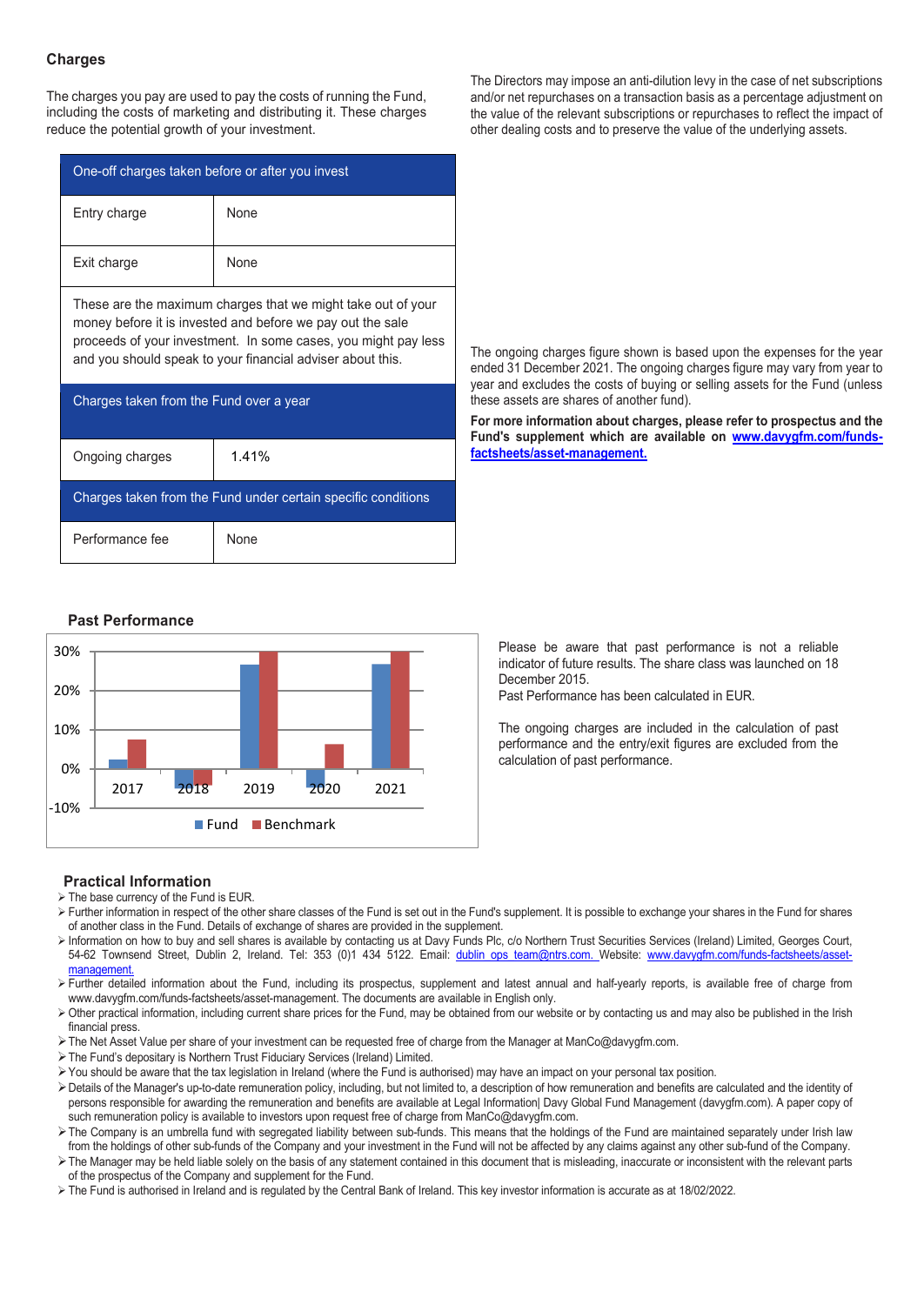## Charges

The charges you pay are used to pay the costs of running the Fund, including the costs of marketing and distributing it. These charges reduce the potential growth of your investment.

| | |
|---|---|
| **One-off charges taken before or after you invest** | |
| Entry charge | None |
| Exit charge | None |
| These are the maximum charges that we might take out of your money before it is invested and before we pay out the sale proceeds of your investment. In some cases, you might pay less and you should speak to your financial adviser about this. | |
| **Charges taken from the Fund over a year** | |
| Ongoing charges | 1.41% |
| **Charges taken from the Fund under certain specific conditions** | |
| Performance fee | None |

The Directors may impose an anti-dilution levy in the case of net subscriptions and/or net repurchases on a transaction basis as a percentage adjustment on the value of the relevant subscriptions or repurchases to reflect the impact of other dealing costs and to preserve the value of the underlying assets.

The ongoing charges figure shown is based upon the expenses for the year ended 31 December 2021. The ongoing charges figure may vary from year to year and excludes the costs of buying or selling assets for the Fund (unless these assets are shares of another fund).

**For more information about charges, please refer to prospectus and the Fund's supplement which are available on [www.davygfm.com/funds-factsheets/asset-management.](www.davygfm.com/funds-factsheets/asset-management)**

## Past Performance

30%
20%
10%
0%
-10%
2017 2018 2019 2020 2021
Fund Benchmark

Please be aware that past performance is not a reliable indicator of future results. The share class was launched on 18 December 2015.
Past Performance has been calculated in EUR.

The ongoing charges are included in the calculation of past performance and the entry/exit figures are excluded from the calculation of past performance.

## Practical Information

- The base currency of the Fund is EUR.
- Further information in respect of the other share classes of the Fund is set out in the Fund's supplement. It is possible to exchange your shares in the Fund for shares of another class in the Fund. Details of exchange of shares are provided in the supplement.
- Information on how to buy and sell shares is available by contacting us at Davy Funds Plc, c/o Northern Trust Securities Services (Ireland) Limited, Georges Court, 54-62 Townsend Street, Dublin 2, Ireland. Tel: 353 (0)1 434 5122. Email: dublin_ops_team@ntrs.com. Website: www.davygfm.com/funds-factsheets/asset-management.
- Further detailed information about the Fund, including its prospectus, supplement and latest annual and half-yearly reports, is available free of charge from www.davygfm.com/funds-factsheets/asset-management. The documents are available in English only.
- Other practical information, including current share prices for the Fund, may be obtained from our website or by contacting us and may also be published in the Irish financial press.
- The Net Asset Value per share of your investment can be requested free of charge from the Manager at ManCo@davygfm.com.
- The Fund's depositary is Northern Trust Fiduciary Services (Ireland) Limited.
- You should be aware that the tax legislation in Ireland (where the Fund is authorised) may have an impact on your personal tax position.
- Details of the Manager's up-to-date remuneration policy, including, but not limited to, a description of how remuneration and benefits are calculated and the identity of persons responsible for awarding the remuneration and benefits are available at Legal Information| Davy Global Fund Management (davygfm.com). A paper copy of such remuneration policy is available to investors upon request free of charge from ManCo@davygfm.com.
- The Company is an umbrella fund with segregated liability between sub-funds. This means that the holdings of the Fund are maintained separately under Irish law from the holdings of other sub-funds of the Company and your investment in the Fund will not be affected by any claims against any other sub-fund of the Company.
- The Manager may be held liable solely on the basis of any statement contained in this document that is misleading, inaccurate or inconsistent with the relevant parts of the prospectus of the Company and supplement for the Fund.
- The Fund is authorised in Ireland and is regulated by the Central Bank of Ireland. This key investor information is accurate as at 18/02/2022.